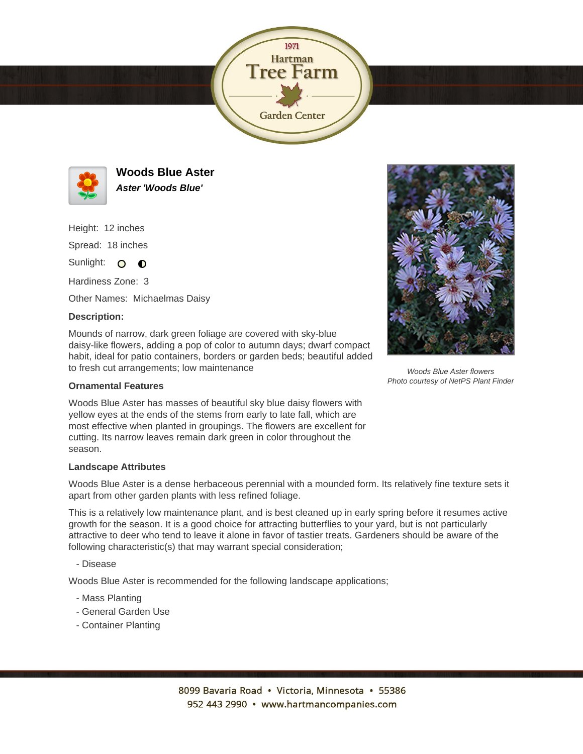# Woods Blue Aster

***Aster 'Woods Blue'***

Height: 12 inches

Spread: 18 inches

Sunlight: ○ ◐

Hardiness Zone: 3

Other Names: Michaelmas Daisy

**Description:**

Mounds of narrow, dark green foliage are covered with sky-blue daisy-like flowers, adding a pop of color to autumn days; dwarf compact habit, ideal for patio containers, borders or garden beds; beautiful added to fresh cut arrangements; low maintenance

*Woods Blue Aster flowers*
*Photo courtesy of NetPS Plant Finder*

**Ornamental Features**

Woods Blue Aster has masses of beautiful sky blue daisy flowers with yellow eyes at the ends of the stems from early to late fall, which are most effective when planted in groupings. The flowers are excellent for cutting. Its narrow leaves remain dark green in color throughout the season.

**Landscape Attributes**

Woods Blue Aster is a dense herbaceous perennial with a mounded form. Its relatively fine texture sets it apart from other garden plants with less refined foliage.

This is a relatively low maintenance plant, and is best cleaned up in early spring before it resumes active growth for the season. It is a good choice for attracting butterflies to your yard, but is not particularly attractive to deer who tend to leave it alone in favor of tastier treats. Gardeners should be aware of the following characteristic(s) that may warrant special consideration;

- Disease

Woods Blue Aster is recommended for the following landscape applications;

- Mass Planting
- General Garden Use
- Container Planting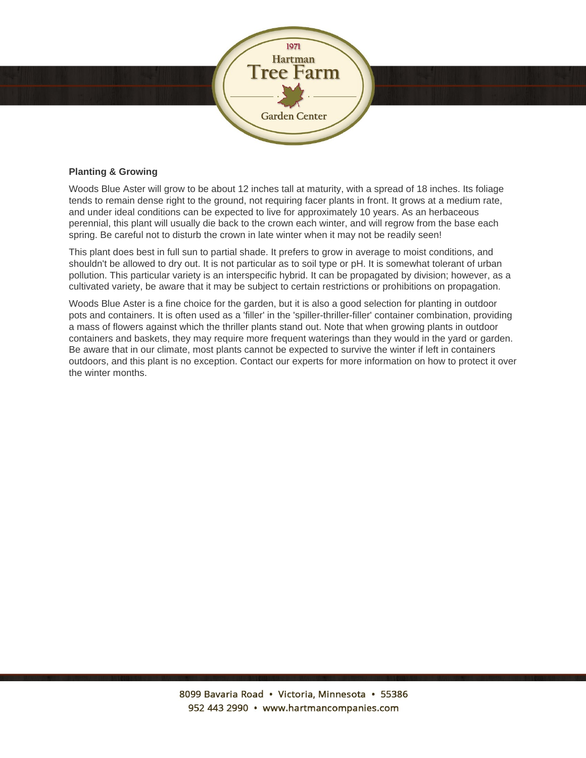## Planting & Growing

Woods Blue Aster will grow to be about 12 inches tall at maturity, with a spread of 18 inches. Its foliage tends to remain dense right to the ground, not requiring facer plants in front. It grows at a medium rate, and under ideal conditions can be expected to live for approximately 10 years. As an herbaceous perennial, this plant will usually die back to the crown each winter, and will regrow from the base each spring. Be careful not to disturb the crown in late winter when it may not be readily seen!

This plant does best in full sun to partial shade. It prefers to grow in average to moist conditions, and shouldn't be allowed to dry out. It is not particular as to soil type or pH. It is somewhat tolerant of urban pollution. This particular variety is an interspecific hybrid. It can be propagated by division; however, as a cultivated variety, be aware that it may be subject to certain restrictions or prohibitions on propagation.

Woods Blue Aster is a fine choice for the garden, but it is also a good selection for planting in outdoor pots and containers. It is often used as a 'filler' in the 'spiller-thriller-filler' container combination, providing a mass of flowers against which the thriller plants stand out. Note that when growing plants in outdoor containers and baskets, they may require more frequent waterings than they would in the yard or garden. Be aware that in our climate, most plants cannot be expected to survive the winter if left in containers outdoors, and this plant is no exception. Contact our experts for more information on how to protect it over the winter months.